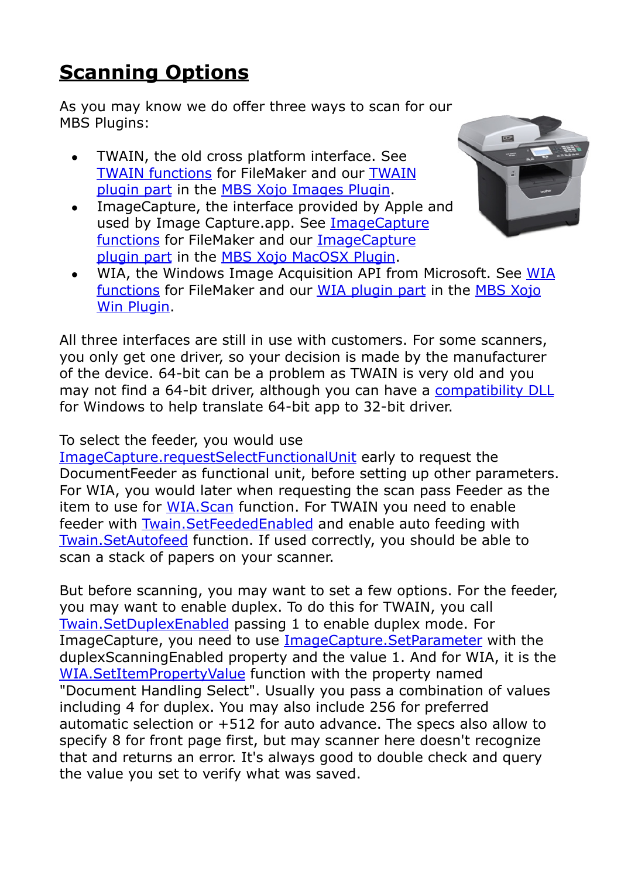# Scanning Options

As you may know we do offer three ways to scan for our MBS Plugins:

- TWAIN, the old cross platform interface. See TWAIN functions for FileMaker and our TWAIN plugin part in the MBS Xojo Images Plugin.
- ImageCapture, the interface provided by Apple and used by Image Capture.app. See ImageCapture functions for FileMaker and our ImageCapture plugin part in the MBS Xojo MacOSX Plugin.
- WIA, the Windows Image Acquisition API from Microsoft. See WIA functions for FileMaker and our WIA plugin part in the MBS Xojo Win Plugin.

All three interfaces are still in use with customers. For some scanners, you only get one driver, so your decision is made by the manufacturer of the device. 64-bit can be a problem as TWAIN is very old and you may not find a 64-bit driver, although you can have a compatibility DLL for Windows to help translate 64-bit app to 32-bit driver.

To select the feeder, you would use ImageCapture.requestSelectFunctionalUnit early to request the DocumentFeeder as functional unit, before setting up other parameters. For WIA, you would later when requesting the scan pass Feeder as the item to use for WIA.Scan function. For TWAIN you need to enable feeder with Twain.SetFeededEnabled and enable auto feeding with Twain.SetAutofeed function. If used correctly, you should be able to scan a stack of papers on your scanner.

But before scanning, you may want to set a few options. For the feeder, you may want to enable duplex. To do this for TWAIN, you call Twain.SetDuplexEnabled passing 1 to enable duplex mode. For ImageCapture, you need to use ImageCapture.SetParameter with the duplexScanningEnabled property and the value 1. And for WIA, it is the WIA.SetItemPropertyValue function with the property named "Document Handling Select". Usually you pass a combination of values including 4 for duplex. You may also include 256 for preferred automatic selection or +512 for auto advance. The specs also allow to specify 8 for front page first, but may scanner here doesn't recognize that and returns an error. It's always good to double check and query the value you set to verify what was saved.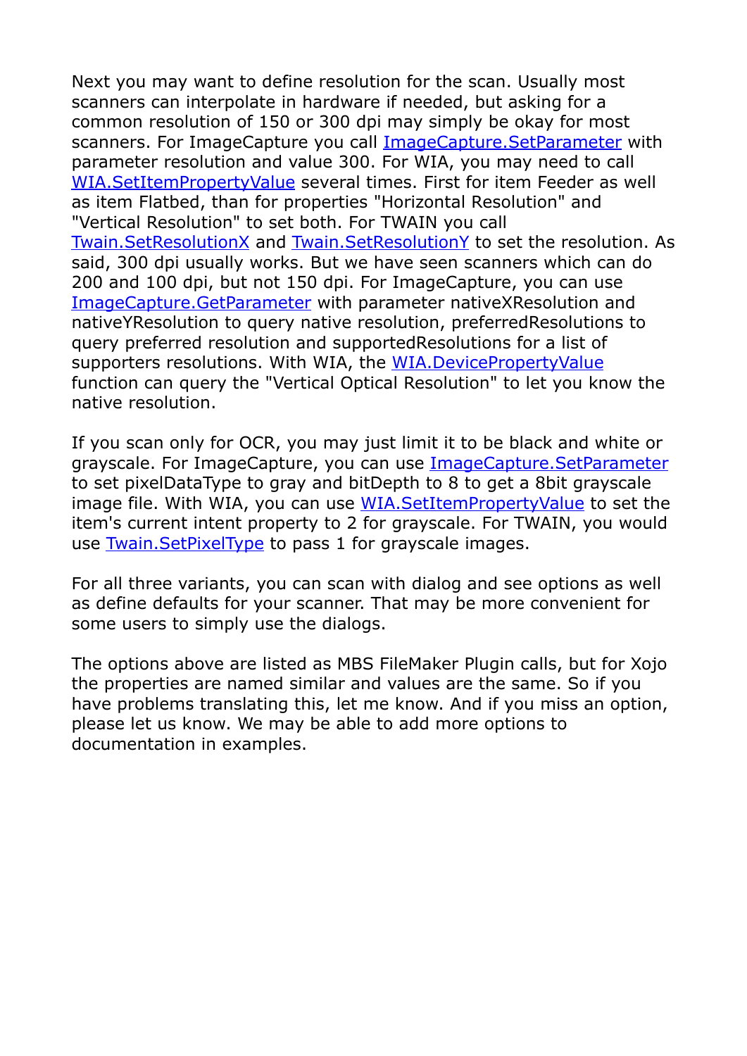Next you may want to define resolution for the scan. Usually most scanners can interpolate in hardware if needed, but asking for a common resolution of 150 or 300 dpi may simply be okay for most scanners. For ImageCapture you call ImageCapture.SetParameter with parameter resolution and value 300. For WIA, you may need to call WIA.SetItemPropertyValue several times. First for item Feeder as well as item Flatbed, than for properties "Horizontal Resolution" and "Vertical Resolution" to set both. For TWAIN you call Twain.SetResolutionX and Twain.SetResolutionY to set the resolution. As said, 300 dpi usually works. But we have seen scanners which can do 200 and 100 dpi, but not 150 dpi. For ImageCapture, you can use ImageCapture.GetParameter with parameter nativeXResolution and nativeYResolution to query native resolution, preferredResolutions to query preferred resolution and supportedResolutions for a list of supporters resolutions. With WIA, the WIA.DevicePropertyValue function can query the "Vertical Optical Resolution" to let you know the native resolution.

If you scan only for OCR, you may just limit it to be black and white or grayscale. For ImageCapture, you can use ImageCapture.SetParameter to set pixelDataType to gray and bitDepth to 8 to get a 8bit grayscale image file. With WIA, you can use WIA.SetItemPropertyValue to set the item's current intent property to 2 for grayscale. For TWAIN, you would use Twain.SetPixelType to pass 1 for grayscale images.

For all three variants, you can scan with dialog and see options as well as define defaults for your scanner. That may be more convenient for some users to simply use the dialogs.

The options above are listed as MBS FileMaker Plugin calls, but for Xojo the properties are named similar and values are the same. So if you have problems translating this, let me know. And if you miss an option, please let us know. We may be able to add more options to documentation in examples.